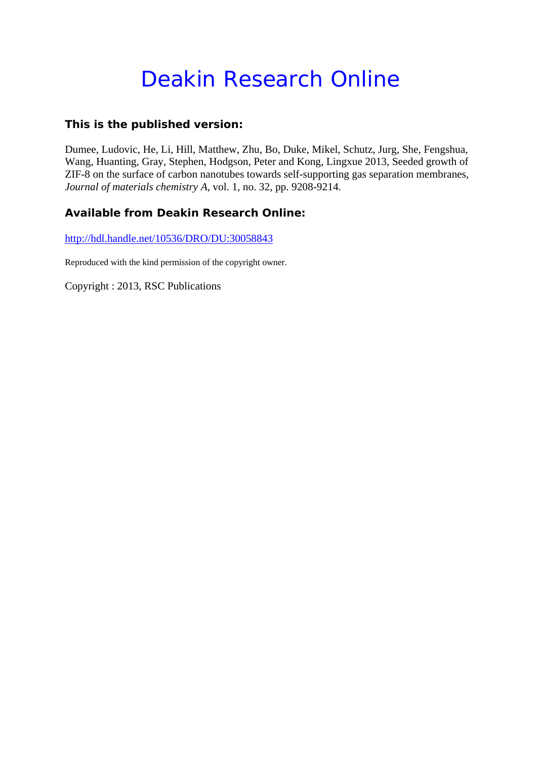# Deakin Research Online

## This is the published version:

Dumee, Ludovic, He, Li, Hill, Matthew, Zhu, Bo, Duke, Mikel, Schutz, Jurg, She, Fengshua, Wang, Huanting, Gray, Stephen, Hodgson, Peter and Kong, Lingxue 2013, Seeded growth of ZIF-8 on the surface of carbon nanotubes towards self-supporting gas separation membranes, *Journal of materials chemistry A*, vol. 1, no. 32, pp. 9208-9214.

## Available from Deakin Research Online:

http://hdl.handle.net/10536/DRO/DU:30058843

Reproduced with the kind permission of the copyright owner.

Copyright : 2013, RSC Publications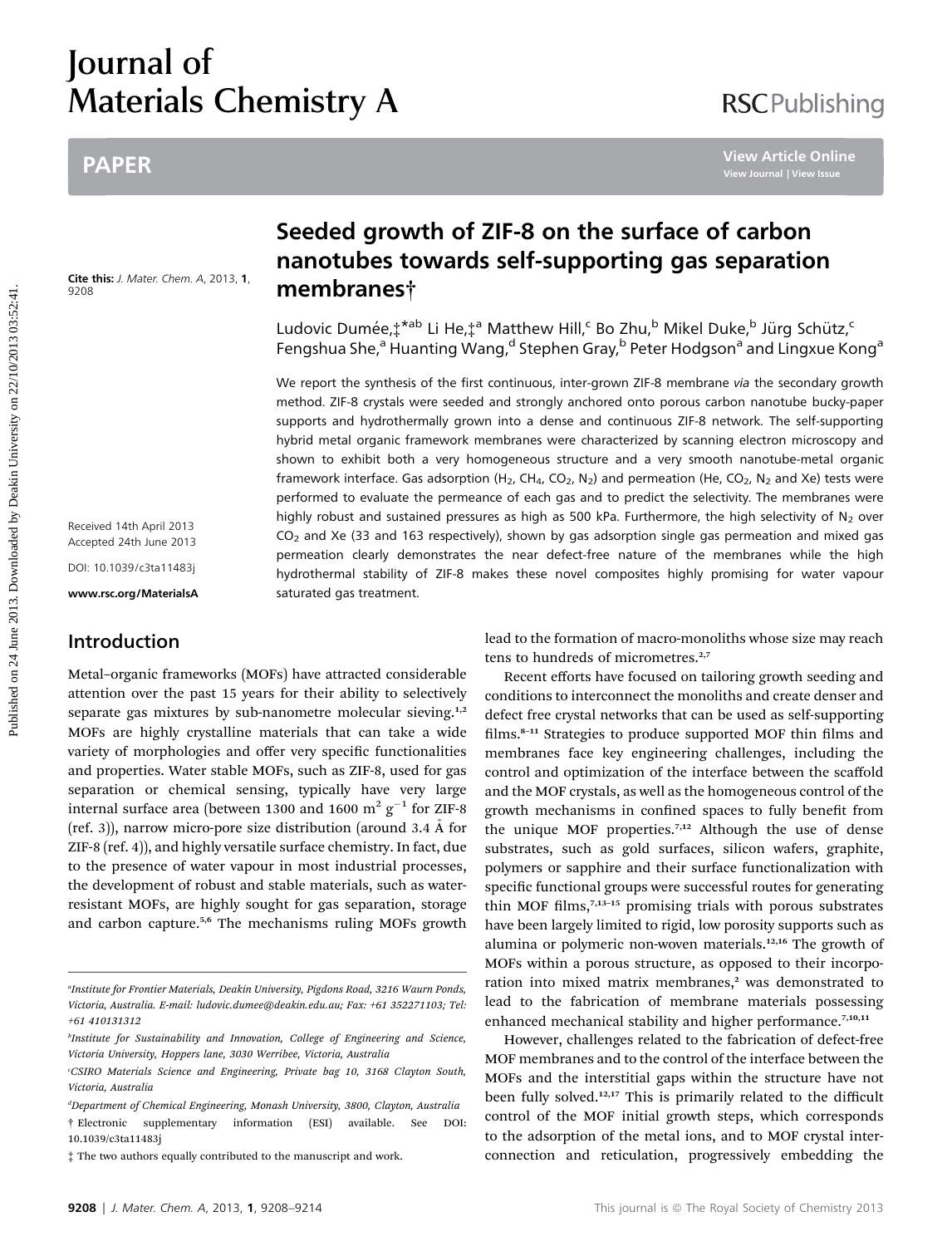# Journal of Materials Chemistry A

## PAPER

# Seeded growth of ZIF-8 on the surface of carbon nanotubes towards self-supporting gas separation membranes†

Cite this: *J. Mater. Chem. A*, 2013, **1**, 9208

Ludovic Dumée,‡*[ab] Li He,‡[a] Matthew Hill,[c] Bo Zhu,[b] Mikel Duke,[b] Jürg Schütz,[c] Fengshua She,[a] Huanting Wang,[d] Stephen Gray,[b] Peter Hodgson[a] and Lingxue Kong[a]

Received 14th April 2013
Accepted 24th June 2013

DOI: 10.1039/c3ta11483j

www.rsc.org/MaterialsA

We report the synthesis of the first continuous, inter-grown ZIF-8 membrane *via* the secondary growth method. ZIF-8 crystals were seeded and strongly anchored onto porous carbon nanotube bucky-paper supports and hydrothermally grown into a dense and continuous ZIF-8 network. The self-supporting hybrid metal organic framework membranes were characterized by scanning electron microscopy and shown to exhibit both a very homogeneous structure and a very smooth nanotube-metal organic framework interface. Gas adsorption ($H_2$, $CH_4$, $CO_2$, $N_2$) and permeation (He, $CO_2$, $N_2$ and Xe) tests were performed to evaluate the permeance of each gas and to predict the selectivity. The membranes were highly robust and sustained pressures as high as 500 kPa. Furthermore, the high selectivity of $N_2$ over $CO_2$ and Xe (33 and 163 respectively), shown by gas adsorption single gas permeation and mixed gas permeation clearly demonstrates the near defect-free nature of the membranes while the high hydrothermal stability of ZIF-8 makes these novel composites highly promising for water vapour saturated gas treatment.

## Introduction

Metal–organic frameworks (MOFs) have attracted considerable attention over the past 15 years for their ability to selectively separate gas mixtures by sub-nanometre molecular sieving.[1,2] MOFs are highly crystalline materials that can take a wide variety of morphologies and offer very specific functionalities and properties. Water stable MOFs, such as ZIF-8, used for gas separation or chemical sensing, typically have very large internal surface area (between 1300 and 1600 $m^2\ g^{-1}$ for ZIF-8 (ref. 3)), narrow micro-pore size distribution (around 3.4 Å for ZIF-8 (ref. 4)), and highly versatile surface chemistry. In fact, due to the presence of water vapour in most industrial processes, the development of robust and stable materials, such as water-resistant MOFs, are highly sought for gas separation, storage and carbon capture.[5,6] The mechanisms ruling MOFs growth lead to the formation of macro-monoliths whose size may reach tens to hundreds of micrometres.[2,7]

Recent efforts have focused on tailoring growth seeding and conditions to interconnect the monoliths and create denser and defect free crystal networks that can be used as self-supporting films.[8–11] Strategies to produce supported MOF thin films and membranes face key engineering challenges, including the control and optimization of the interface between the scaffold and the MOF crystals, as well as the homogeneous control of the growth mechanisms in confined spaces to fully benefit from the unique MOF properties.[7,12] Although the use of dense substrates, such as gold surfaces, silicon wafers, graphite, polymers or sapphire and their surface functionalization with specific functional groups were successful routes for generating thin MOF films,[7,13–15] promising trials with porous substrates have been largely limited to rigid, low porosity supports such as alumina or polymeric non-woven materials.[12,16] The growth of MOFs within a porous structure, as opposed to their incorporation into mixed matrix membranes,[2] was demonstrated to lead to the fabrication of membrane materials possessing enhanced mechanical stability and higher performance.[7,10,11]

However, challenges related to the fabrication of defect-free MOF membranes and to the control of the interface between the MOFs and the interstitial gaps within the structure have not been fully solved.[12,17] This is primarily related to the difficult control of the MOF initial growth steps, which corresponds to the adsorption of the metal ions, and to MOF crystal interconnection and reticulation, progressively embedding the

---

[a] Institute for Frontier Materials, Deakin University, Pigdons Road, 3216 Waurn Ponds, Victoria, Australia. E-mail: ludovic.dumee@deakin.edu.au; Fax: +61 352271103; Tel: +61 410131312

[b] Institute for Sustainability and Innovation, College of Engineering and Science, Victoria University, Hoppers lane, 3030 Werribee, Victoria, Australia

[c] CSIRO Materials Science and Engineering, Private bag 10, 3168 Clayton South, Victoria, Australia

[d] Department of Chemical Engineering, Monash University, 3800, Clayton, Australia

† Electronic supplementary information (ESI) available. See DOI: 10.1039/c3ta11483j

‡ The two authors equally contributed to the manuscript and work.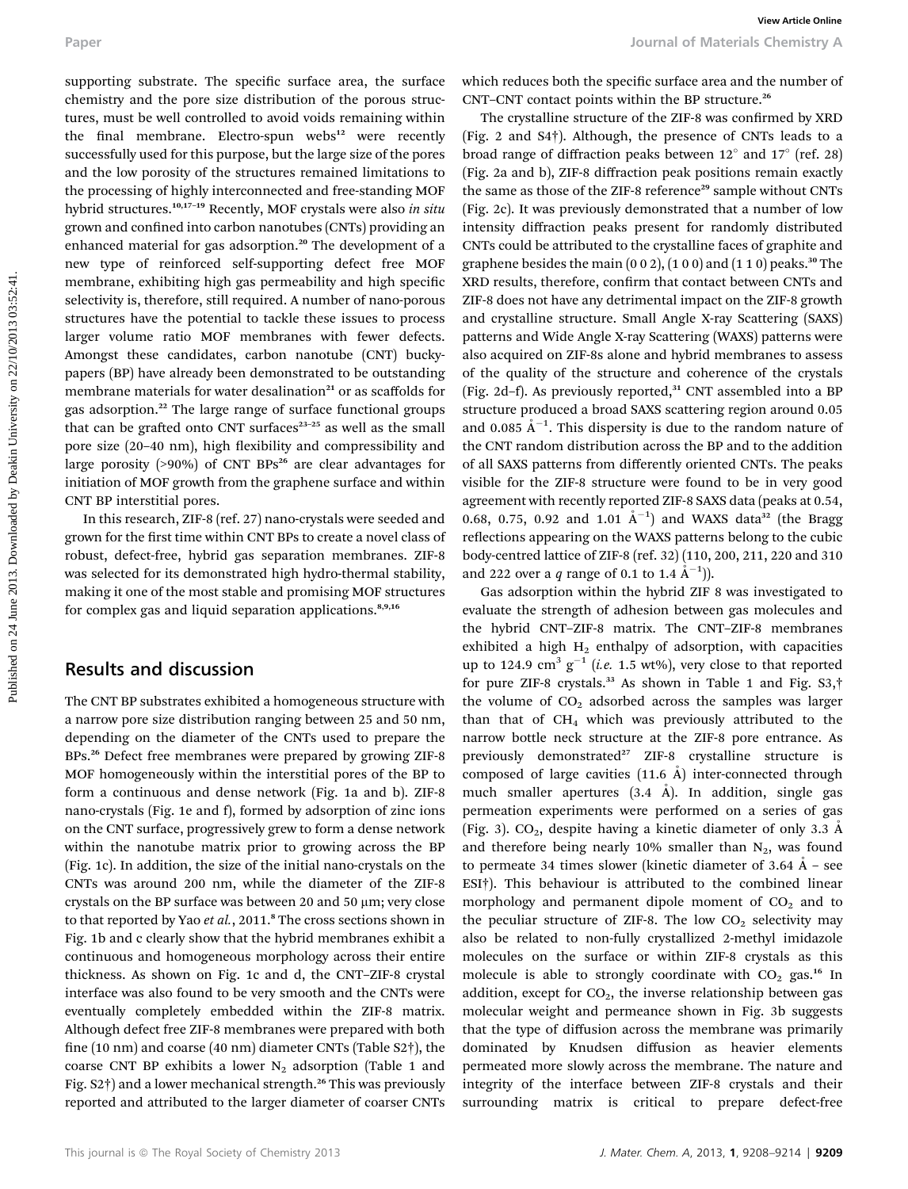supporting substrate. The specific surface area, the surface chemistry and the pore size distribution of the porous structures, must be well controlled to avoid voids remaining within the final membrane. Electro-spun webs[12] were recently successfully used for this purpose, but the large size of the pores and the low porosity of the structures remained limitations to the processing of highly interconnected and free-standing MOF hybrid structures.[10,17–19] Recently, MOF crystals were also *in situ* grown and confined into carbon nanotubes (CNTs) providing an enhanced material for gas adsorption.[20] The development of a new type of reinforced self-supporting defect free MOF membrane, exhibiting high gas permeability and high specific selectivity is, therefore, still required. A number of nano-porous structures have the potential to tackle these issues to process larger volume ratio MOF membranes with fewer defects. Amongst these candidates, carbon nanotube (CNT) bucky-papers (BP) have already been demonstrated to be outstanding membrane materials for water desalination[21] or as scaffolds for gas adsorption.[22] The large range of surface functional groups that can be grafted onto CNT surfaces[23–25] as well as the small pore size (20–40 nm), high flexibility and compressibility and large porosity (>90%) of CNT BPs[26] are clear advantages for initiation of MOF growth from the graphene surface and within CNT BP interstitial pores.

In this research, ZIF-8 (ref. 27) nano-crystals were seeded and grown for the first time within CNT BPs to create a novel class of robust, defect-free, hybrid gas separation membranes. ZIF-8 was selected for its demonstrated high hydro-thermal stability, making it one of the most stable and promising MOF structures for complex gas and liquid separation applications.[8,9,16]

## Results and discussion

The CNT BP substrates exhibited a homogeneous structure with a narrow pore size distribution ranging between 25 and 50 nm, depending on the diameter of the CNTs used to prepare the BPs.[26] Defect free membranes were prepared by growing ZIF-8 MOF homogeneously within the interstitial pores of the BP to form a continuous and dense network (Fig. 1a and b). ZIF-8 nano-crystals (Fig. 1e and f), formed by adsorption of zinc ions on the CNT surface, progressively grew to form a dense network within the nanotube matrix prior to growing across the BP (Fig. 1c). In addition, the size of the initial nano-crystals on the CNTs was around 200 nm, while the diameter of the ZIF-8 crystals on the BP surface was between 20 and 50 μm; very close to that reported by Yao *et al.*, 2011.[8] The cross sections shown in Fig. 1b and c clearly show that the hybrid membranes exhibit a continuous and homogeneous morphology across their entire thickness. As shown on Fig. 1c and d, the CNT–ZIF-8 crystal interface was also found to be very smooth and the CNTs were eventually completely embedded within the ZIF-8 matrix. Although defect free ZIF-8 membranes were prepared with both fine (10 nm) and coarse (40 nm) diameter CNTs (Table S2†), the coarse CNT BP exhibits a lower $N_2$ adsorption (Table 1 and Fig. S2†) and a lower mechanical strength.[26] This was previously reported and attributed to the larger diameter of coarser CNTs which reduces both the specific surface area and the number of CNT–CNT contact points within the BP structure.[26]

The crystalline structure of the ZIF-8 was confirmed by XRD (Fig. 2 and S4†). Although, the presence of CNTs leads to a broad range of diffraction peaks between 12° and 17° (ref. 28) (Fig. 2a and b), ZIF-8 diffraction peak positions remain exactly the same as those of the ZIF-8 reference[29] sample without CNTs (Fig. 2c). It was previously demonstrated that a number of low intensity diffraction peaks present for randomly distributed CNTs could be attributed to the crystalline faces of graphite and graphene besides the main (0 0 2), (1 0 0) and (1 1 0) peaks.[30] The XRD results, therefore, confirm that contact between CNTs and ZIF-8 does not have any detrimental impact on the ZIF-8 growth and crystalline structure. Small Angle X-ray Scattering (SAXS) patterns and Wide Angle X-ray Scattering (WAXS) patterns were also acquired on ZIF-8s alone and hybrid membranes to assess of the quality of the structure and coherence of the crystals (Fig. 2d–f). As previously reported,[31] CNT assembled into a BP structure produced a broad SAXS scattering region around 0.05 and 0.085 $Å^{-1}$. This dispersity is due to the random nature of the CNT random distribution across the BP and to the addition of all SAXS patterns from differently oriented CNTs. The peaks visible for the ZIF-8 structure were found to be in very good agreement with recently reported ZIF-8 SAXS data (peaks at 0.54, 0.68, 0.75, 0.92 and 1.01 $Å^{-1}$) and WAXS data[32] (the Bragg reflections appearing on the WAXS patterns belong to the cubic body-centred lattice of ZIF-8 (ref. 32) (110, 200, 211, 220 and 310 and 222 over a $q$ range of 0.1 to 1.4 $Å^{-1}$)).

Gas adsorption within the hybrid ZIF 8 was investigated to evaluate the strength of adhesion between gas molecules and the hybrid CNT–ZIF-8 matrix. The CNT–ZIF-8 membranes exhibited a high $H_2$ enthalpy of adsorption, with capacities up to 124.9 $cm^3\ g^{-1}$ (*i.e.* 1.5 wt%), very close to that reported for pure ZIF-8 crystals.[33] As shown in Table 1 and Fig. S3,† the volume of $CO_2$ adsorbed across the samples was larger than that of $CH_4$ which was previously attributed to the narrow bottle neck structure at the ZIF-8 pore entrance. As previously demonstrated[27] ZIF-8 crystalline structure is composed of large cavities (11.6 Å) inter-connected through much smaller apertures (3.4 Å). In addition, single gas permeation experiments were performed on a series of gas (Fig. 3). $CO_2$, despite having a kinetic diameter of only 3.3 Å and therefore being nearly 10% smaller than $N_2$, was found to permeate 34 times slower (kinetic diameter of 3.64 Å – see ESI†). This behaviour is attributed to the combined linear morphology and permanent dipole moment of $CO_2$ and to the peculiar structure of ZIF-8. The low $CO_2$ selectivity may also be related to non-fully crystallized 2-methyl imidazole molecules on the surface or within ZIF-8 crystals as this molecule is able to strongly coordinate with $CO_2$ gas.[16] In addition, except for $CO_2$, the inverse relationship between gas molecular weight and permeance shown in Fig. 3b suggests that the type of diffusion across the membrane was primarily dominated by Knudsen diffusion as heavier elements permeated more slowly across the membrane. The nature and integrity of the interface between ZIF-8 crystals and their surrounding matrix is critical to prepare defect-free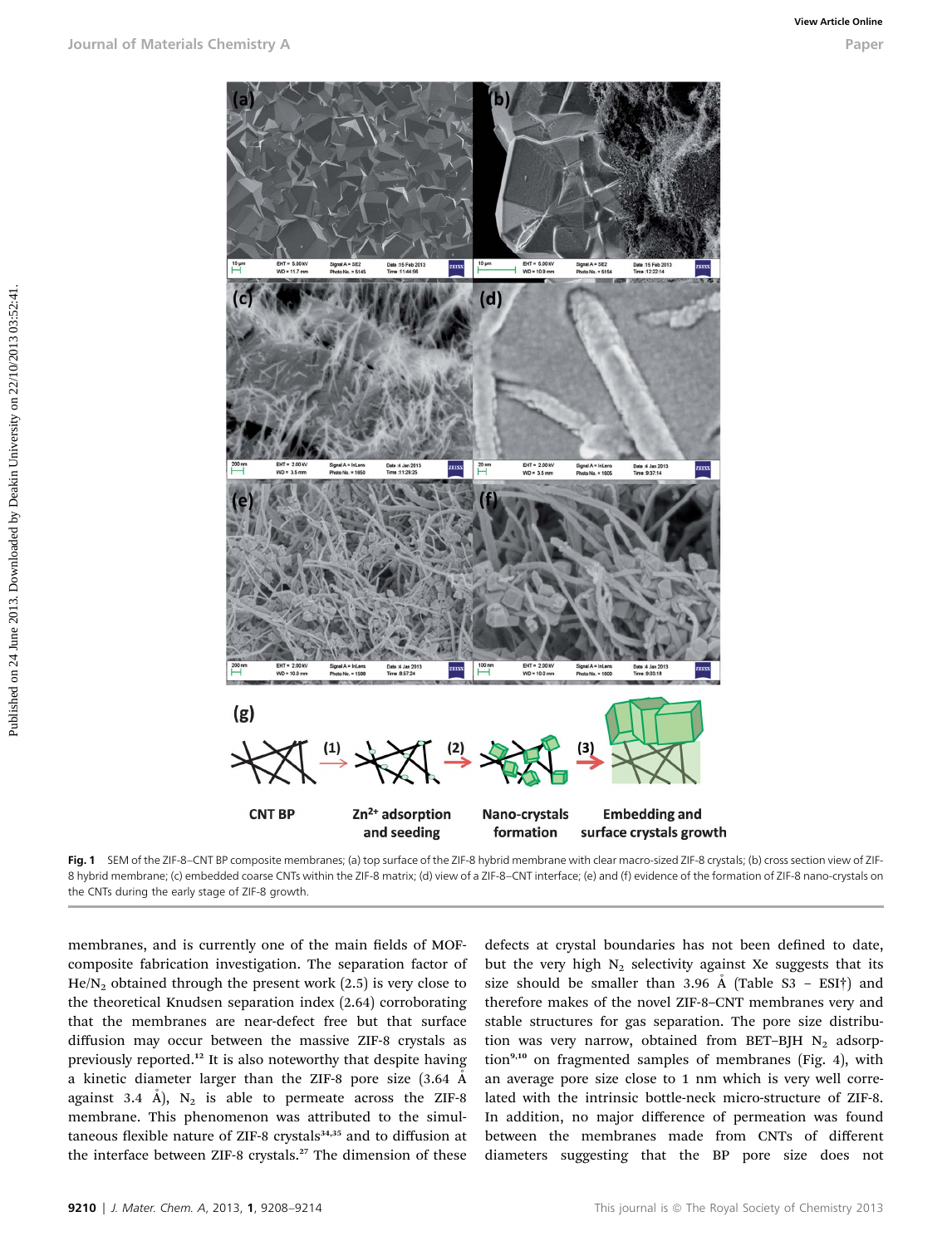Fig. 1 SEM of the ZIF-8–CNT BP composite membranes; (a) top surface of the ZIF-8 hybrid membrane with clear macro-sized ZIF-8 crystals; (b) cross section view of ZIF-8 hybrid membrane; (c) embedded coarse CNTs within the ZIF-8 matrix; (d) view of a ZIF-8–CNT interface; (e) and (f) evidence of the formation of ZIF-8 nano-crystals on the CNTs during the early stage of ZIF-8 growth.

membranes, and is currently one of the main fields of MOF-composite fabrication investigation. The separation factor of $He/N_2$ obtained through the present work (2.5) is very close to the theoretical Knudsen separation index (2.64) corroborating that the membranes are near-defect free but that surface diffusion may occur between the massive ZIF-8 crystals as previously reported.[12] It is also noteworthy that despite having a kinetic diameter larger than the ZIF-8 pore size (3.64 Å against 3.4 Å), $N_2$ is able to permeate across the ZIF-8 membrane. This phenomenon was attributed to the simultaneous flexible nature of ZIF-8 crystals[34,35] and to diffusion at the interface between ZIF-8 crystals.[27] The dimension of these defects at crystal boundaries has not been defined to date, but the very high $N_2$ selectivity against Xe suggests that its size should be smaller than 3.96 Å (Table S3 – ESI†) and therefore makes of the novel ZIF-8–CNT membranes very and stable structures for gas separation. The pore size distribution was very narrow, obtained from BET–BJH $N_2$ adsorption[9,10] on fragmented samples of membranes (Fig. 4), with an average pore size close to 1 nm which is very well correlated with the intrinsic bottle-neck micro-structure of ZIF-8. In addition, no major difference of permeation was found between the membranes made from CNTs of different diameters suggesting that the BP pore size does not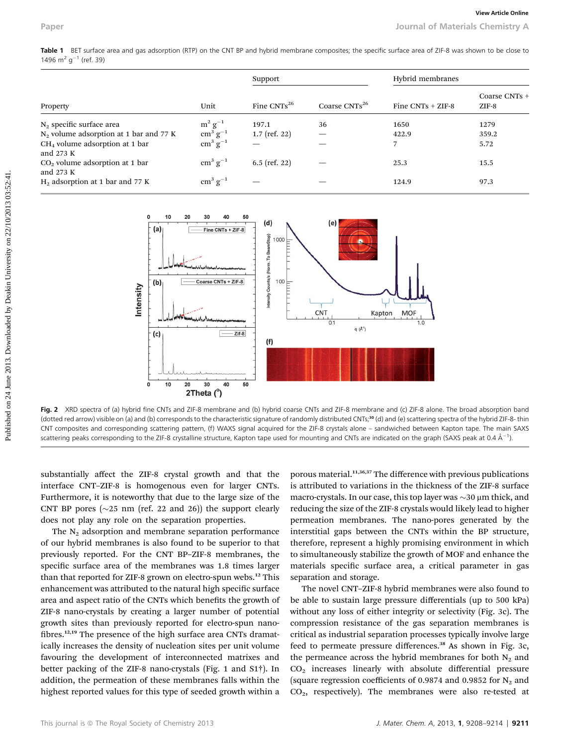Table 1 BET surface area and gas adsorption (RTP) on the CNT BP and hybrid membrane composites; the specific surface area of ZIF-8 was shown to be close to 1496 $m^2$ $g^{-1}$ (ref. 39)

| | | Support | | Hybrid membranes | |
|---|---|---|---|---|---|
| Property | Unit | Fine CNTs[26] | Coarse CNTs[26] | Fine CNTs + ZIF-8 | Coarse CNTs + ZIF-8 |
| $N_2$ specific surface area | $m^2$ $g^{-1}$ | 197.1 | 36 | 1650 | 1279 |
| $N_2$ volume adsorption at 1 bar and 77 K | $cm^3$ $g^{-1}$ | 1.7 (ref. 22) | — | 422.9 | 359.2 |
| $CH_4$ volume adsorption at 1 bar and 273 K | $cm^3$ $g^{-1}$ | — | — | 7 | 5.72 |
| $CO_2$ volume adsorption at 1 bar and 273 K | $cm^3$ $g^{-1}$ | 6.5 (ref. 22) | — | 25.3 | 15.5 |
| $H_2$ adsorption at 1 bar and 77 K | $cm^3$ $g^{-1}$ | — | — | 124.9 | 97.3 |

Fig. 2 XRD spectra of (a) hybrid fine CNTs and ZIF-8 membrane and (b) hybrid coarse CNTs and ZIF-8 membrane and (c) ZIF-8 alone. The broad absorption band (dotted red arrow) visible on (a) and (b) corresponds to the characteristic signature of randomly distributed CNTs;[30] (d) and (e) scattering spectra of the hybrid ZIF-8- thin CNT composites and corresponding scattering pattern, (f) WAXS signal acquired for the ZIF-8 crystals alone – sandwiched between Kapton tape. The main SAXS scattering peaks corresponding to the ZIF-8 crystalline structure, Kapton tape used for mounting and CNTs are indicated on the graph (SAXS peak at 0.4 $Å^{-1}$).

substantially affect the ZIF-8 crystal growth and that the interface CNT–ZIF-8 is homogenous even for larger CNTs. Furthermore, it is noteworthy that due to the large size of the CNT BP pores (~25 nm (ref. 22 and 26)) the support clearly does not play any role on the separation properties.

The $N_2$ adsorption and membrane separation performance of our hybrid membranes is also found to be superior to that previously reported. For the CNT BP–ZIF-8 membranes, the specific surface area of the membranes was 1.8 times larger than that reported for ZIF-8 grown on electro-spun webs.[12] This enhancement was attributed to the natural high specific surface area and aspect ratio of the CNTs which benefits the growth of ZIF-8 nano-crystals by creating a larger number of potential growth sites than previously reported for electro-spun nanofibres.[12,19] The presence of the high surface area CNTs dramatically increases the density of nucleation sites per unit volume favouring the development of interconnected matrixes and better packing of the ZIF-8 nano-crystals (Fig. 1 and S1†). In addition, the permeation of these membranes falls within the highest reported values for this type of seeded growth within a porous material.[11,36,37] The difference with previous publications is attributed to variations in the thickness of the ZIF-8 surface macro-crystals. In our case, this top layer was ~30 μm thick, and reducing the size of the ZIF-8 crystals would likely lead to higher permeation membranes. The nano-pores generated by the interstitial gaps between the CNTs within the BP structure, therefore, represent a highly promising environment in which to simultaneously stabilize the growth of MOF and enhance the materials specific surface area, a critical parameter in gas separation and storage.

The novel CNT–ZIF-8 hybrid membranes were also found to be able to sustain large pressure differentials (up to 500 kPa) without any loss of either integrity or selectivity (Fig. 3c). The compression resistance of the gas separation membranes is critical as industrial separation processes typically involve large feed to permeate pressure differences.[38] As shown in Fig. 3c, the permeance across the hybrid membranes for both $N_2$ and $CO_2$ increases linearly with absolute differential pressure (square regression coefficients of 0.9874 and 0.9852 for $N_2$ and $CO_2$, respectively). The membranes were also re-tested at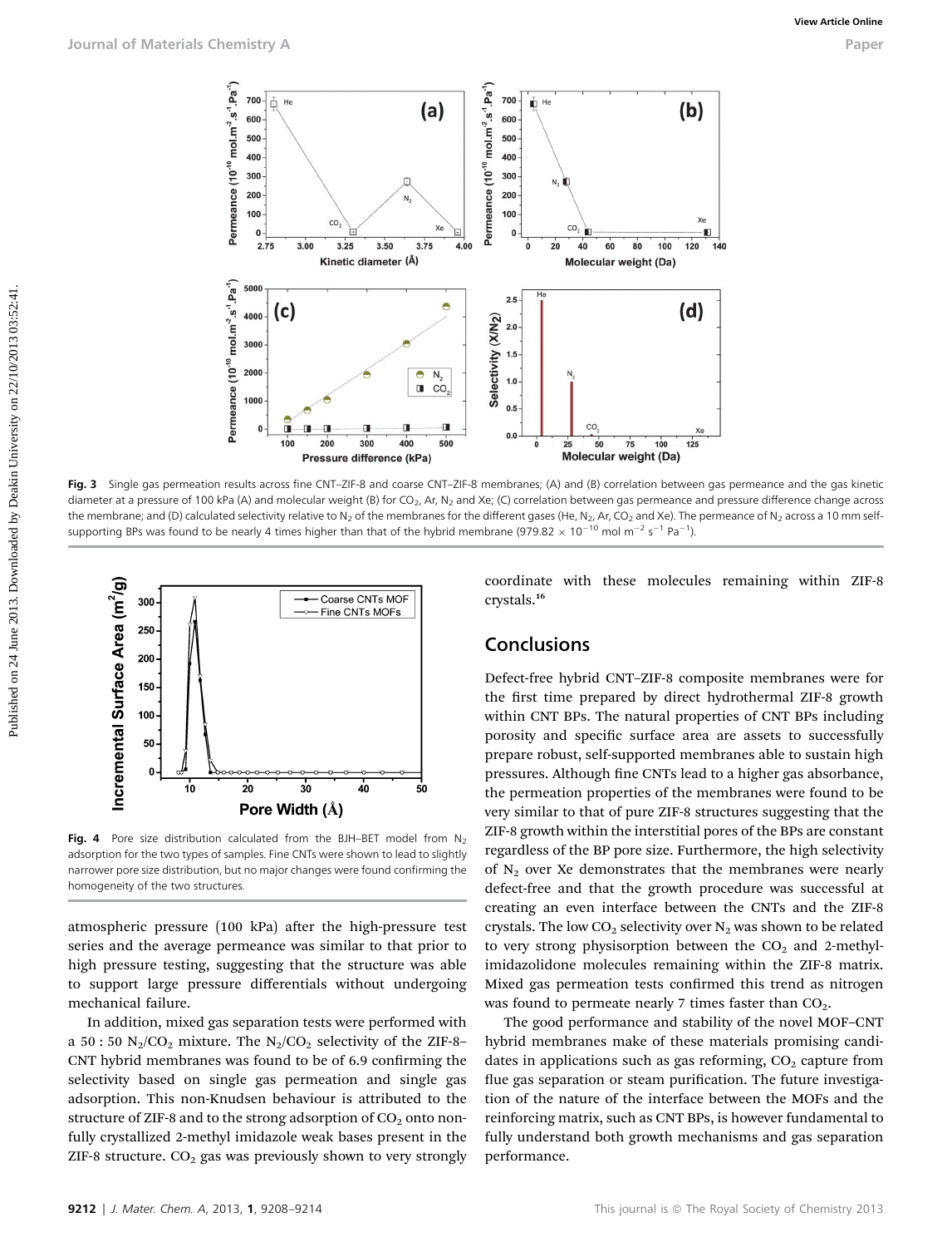Fig. 3 Single gas permeation results across fine CNT–ZIF-8 and coarse CNT–ZIF-8 membranes; (A) and (B) correlation between gas permeance and the gas kinetic diameter at a pressure of 100 kPa (A) and molecular weight (B) for $CO_2$, Ar, $N_2$ and Xe; (C) correlation between gas permeance and pressure difference change across the membrane; and (D) calculated selectivity relative to $N_2$ of the membranes for the different gases (He, $N_2$, Ar, $CO_2$ and Xe). The permeance of $N_2$ across a 10 mm self-supporting BPs was found to be nearly 4 times higher than that of the hybrid membrane ($979.82 \times 10^{-10}$ mol m$^{-2}$ s$^{-1}$ Pa$^{-1}$).

Fig. 4 Pore size distribution calculated from the BJH–BET model from $N_2$ adsorption for the two types of samples. Fine CNTs were shown to lead to slightly narrower pore size distribution, but no major changes were found confirming the homogeneity of the two structures.

atmospheric pressure (100 kPa) after the high-pressure test series and the average permeance was similar to that prior to high pressure testing, suggesting that the structure was able to support large pressure differentials without undergoing mechanical failure.

In addition, mixed gas separation tests were performed with a 50 : 50 $N_2/CO_2$ mixture. The $N_2/CO_2$ selectivity of the ZIF-8–CNT hybrid membranes was found to be of 6.9 confirming the selectivity based on single gas permeation and single gas adsorption. This non-Knudsen behaviour is attributed to the structure of ZIF-8 and to the strong adsorption of $CO_2$ onto non-fully crystallized 2-methyl imidazole weak bases present in the ZIF-8 structure. $CO_2$ gas was previously shown to very strongly coordinate with these molecules remaining within ZIF-8 crystals.[16]

## Conclusions

Defect-free hybrid CNT–ZIF-8 composite membranes were for the first time prepared by direct hydrothermal ZIF-8 growth within CNT BPs. The natural properties of CNT BPs including porosity and specific surface area are assets to successfully prepare robust, self-supported membranes able to sustain high pressures. Although fine CNTs lead to a higher gas absorbance, the permeation properties of the membranes were found to be very similar to that of pure ZIF-8 structures suggesting that the ZIF-8 growth within the interstitial pores of the BPs are constant regardless of the BP pore size. Furthermore, the high selectivity of $N_2$ over Xe demonstrates that the membranes were nearly defect-free and that the growth procedure was successful at creating an even interface between the CNTs and the ZIF-8 crystals. The low $CO_2$ selectivity over $N_2$ was shown to be related to very strong physisorption between the $CO_2$ and 2-methyl-imidazolidone molecules remaining within the ZIF-8 matrix. Mixed gas permeation tests confirmed this trend as nitrogen was found to permeate nearly 7 times faster than $CO_2$.

The good performance and stability of the novel MOF–CNT hybrid membranes make of these materials promising candidates in applications such as gas reforming, $CO_2$ capture from flue gas separation or steam purification. The future investigation of the nature of the interface between the MOFs and the reinforcing matrix, such as CNT BPs, is however fundamental to fully understand both growth mechanisms and gas separation performance.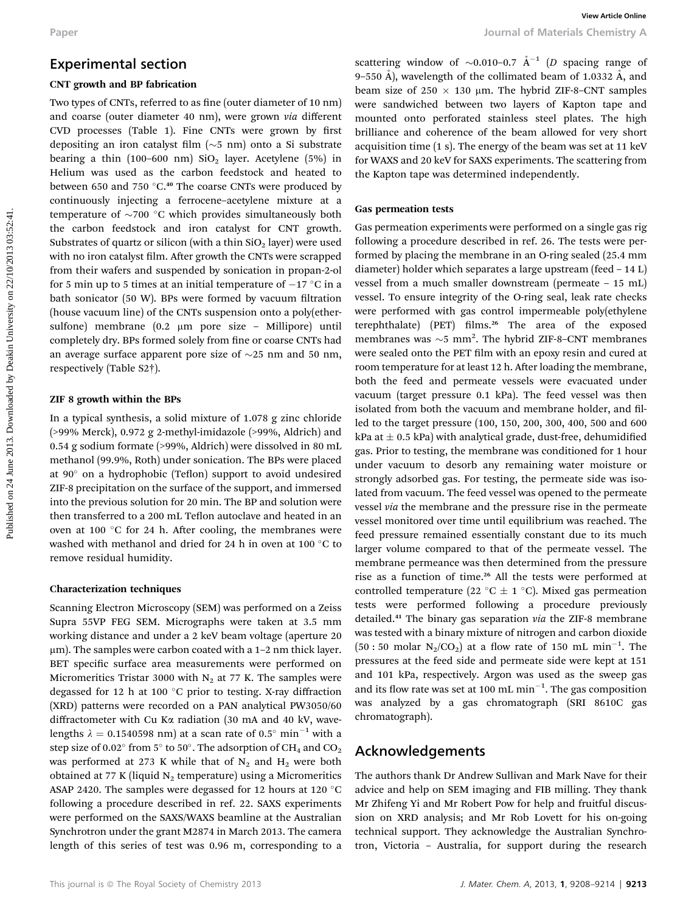## Experimental section

### CNT growth and BP fabrication

Two types of CNTs, referred to as fine (outer diameter of 10 nm) and coarse (outer diameter 40 nm), were grown *via* different CVD processes (Table 1). Fine CNTs were grown by first depositing an iron catalyst film (~5 nm) onto a Si substrate bearing a thin (100–600 nm) $SiO_2$ layer. Acetylene (5%) in Helium was used as the carbon feedstock and heated to between 650 and 750 °C.[40] The coarse CNTs were produced by continuously injecting a ferrocene–acetylene mixture at a temperature of ~700 °C which provides simultaneously both the carbon feedstock and iron catalyst for CNT growth. Substrates of quartz or silicon (with a thin $SiO_2$ layer) were used with no iron catalyst film. After growth the CNTs were scrapped from their wafers and suspended by sonication in propan-2-ol for 5 min up to 5 times at an initial temperature of −17 °C in a bath sonicator (50 W). BPs were formed by vacuum filtration (house vacuum line) of the CNTs suspension onto a poly(ether-sulfone) membrane (0.2 μm pore size – Millipore) until completely dry. BPs formed solely from fine or coarse CNTs had an average surface apparent pore size of ~25 nm and 50 nm, respectively (Table S2†).

### ZIF 8 growth within the BPs

In a typical synthesis, a solid mixture of 1.078 g zinc chloride (>99% Merck), 0.972 g 2-methyl-imidazole (>99%, Aldrich) and 0.54 g sodium formate (>99%, Aldrich) were dissolved in 80 mL methanol (99.9%, Roth) under sonication. The BPs were placed at 90° on a hydrophobic (Teflon) support to avoid undesired ZIF-8 precipitation on the surface of the support, and immersed into the previous solution for 20 min. The BP and solution were then transferred to a 200 mL Teflon autoclave and heated in an oven at 100 °C for 24 h. After cooling, the membranes were washed with methanol and dried for 24 h in oven at 100 °C to remove residual humidity.

### Characterization techniques

Scanning Electron Microscopy (SEM) was performed on a Zeiss Supra 55VP FEG SEM. Micrographs were taken at 3.5 mm working distance and under a 2 keV beam voltage (aperture 20 μm). The samples were carbon coated with a 1–2 nm thick layer. BET specific surface area measurements were performed on Micromeritics Tristar 3000 with $N_2$ at 77 K. The samples were degassed for 12 h at 100 °C prior to testing. X-ray diffraction (XRD) patterns were recorded on a PAN analytical PW3050/60 diffractometer with Cu Kα radiation (30 mA and 40 kV, wavelengths $\lambda = 0.1540598$ nm) at a scan rate of 0.5° min$^{-1}$ with a step size of 0.02° from 5° to 50°. The adsorption of $CH_4$ and $CO_2$ was performed at 273 K while that of $N_2$ and $H_2$ were both obtained at 77 K (liquid $N_2$ temperature) using a Micromeritics ASAP 2420. The samples were degassed for 12 hours at 120 °C following a procedure described in ref. 22. SAXS experiments were performed on the SAXS/WAXS beamline at the Australian Synchrotron under the grant M2874 in March 2013. The camera length of this series of test was 0.96 m, corresponding to a scattering window of ~0.010–0.7 Å$^{-1}$ (*D* spacing range of 9–550 Å), wavelength of the collimated beam of 1.0332 Å, and beam size of 250 × 130 μm. The hybrid ZIF-8–CNT samples were sandwiched between two layers of Kapton tape and mounted onto perforated stainless steel plates. The high brilliance and coherence of the beam allowed for very short acquisition time (1 s). The energy of the beam was set at 11 keV for WAXS and 20 keV for SAXS experiments. The scattering from the Kapton tape was determined independently.

### Gas permeation tests

Gas permeation experiments were performed on a single gas rig following a procedure described in ref. 26. The tests were performed by placing the membrane in an O-ring sealed (25.4 mm diameter) holder which separates a large upstream (feed – 14 L) vessel from a much smaller downstream (permeate – 15 mL) vessel. To ensure integrity of the O-ring seal, leak rate checks were performed with gas control impermeable poly(ethylene terephthalate) (PET) films.[26] The area of the exposed membranes was ~5 mm². The hybrid ZIF-8–CNT membranes were sealed onto the PET film with an epoxy resin and cured at room temperature for at least 12 h. After loading the membrane, both the feed and permeate vessels were evacuated under vacuum (target pressure 0.1 kPa). The feed vessel was then isolated from both the vacuum and membrane holder, and filled to the target pressure (100, 150, 200, 300, 400, 500 and 600 kPa at ± 0.5 kPa) with analytical grade, dust-free, dehumidified gas. Prior to testing, the membrane was conditioned for 1 hour under vacuum to desorb any remaining water moisture or strongly adsorbed gas. For testing, the permeate side was isolated from vacuum. The feed vessel was opened to the permeate vessel *via* the membrane and the pressure rise in the permeate vessel monitored over time until equilibrium was reached. The feed pressure remained essentially constant due to its much larger volume compared to that of the permeate vessel. The membrane permeance was then determined from the pressure rise as a function of time.[26] All the tests were performed at controlled temperature (22 °C ± 1 °C). Mixed gas permeation tests were performed following a procedure previously detailed.[41] The binary gas separation *via* the ZIF-8 membrane was tested with a binary mixture of nitrogen and carbon dioxide (50 : 50 molar $N_2/CO_2$) at a flow rate of 150 mL min$^{-1}$. The pressures at the feed side and permeate side were kept at 151 and 101 kPa, respectively. Argon was used as the sweep gas and its flow rate was set at 100 mL min$^{-1}$. The gas composition was analyzed by a gas chromatograph (SRI 8610C gas chromatograph).

## Acknowledgements

The authors thank Dr Andrew Sullivan and Mark Nave for their advice and help on SEM imaging and FIB milling. They thank Mr Zhifeng Yi and Mr Robert Pow for help and fruitful discussion on XRD analysis; and Mr Rob Lovett for his on-going technical support. They acknowledge the Australian Synchrotron, Victoria – Australia, for support during the research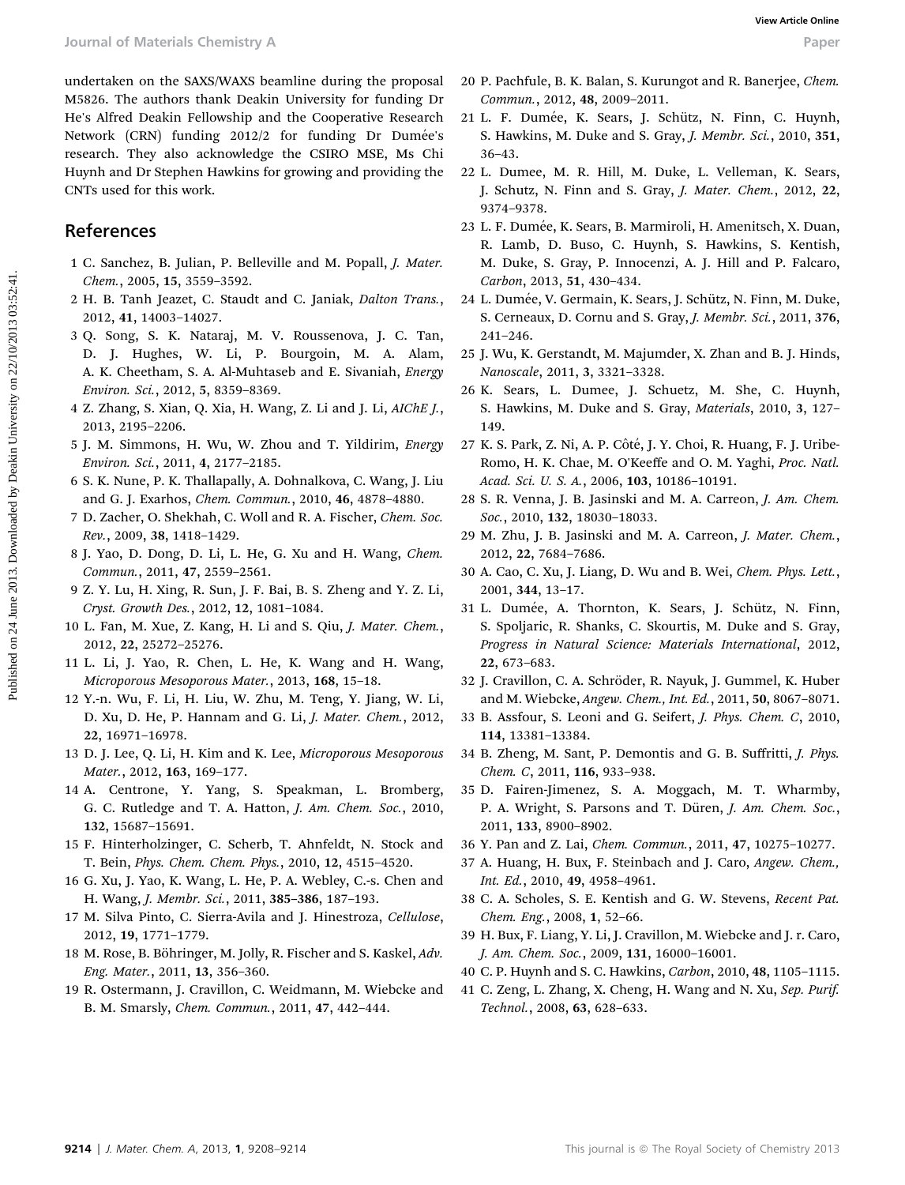undertaken on the SAXS/WAXS beamline during the proposal M5826. The authors thank Deakin University for funding Dr He's Alfred Deakin Fellowship and the Cooperative Research Network (CRN) funding 2012/2 for funding Dr Dumée's research. They also acknowledge the CSIRO MSE, Ms Chi Huynh and Dr Stephen Hawkins for growing and providing the CNTs used for this work.

## References

1 C. Sanchez, B. Julian, P. Belleville and M. Popall, *J. Mater. Chem.*, 2005, **15**, 3559–3592.

2 H. B. Tanh Jeazet, C. Staudt and C. Janiak, *Dalton Trans.*, 2012, **41**, 14003–14027.

3 Q. Song, S. K. Nataraj, M. V. Roussenova, J. C. Tan, D. J. Hughes, W. Li, P. Bourgoin, M. A. Alam, A. K. Cheetham, S. A. Al-Muhtaseb and E. Sivaniah, *Energy Environ. Sci.*, 2012, **5**, 8359–8369.

4 Z. Zhang, S. Xian, Q. Xia, H. Wang, Z. Li and J. Li, *AIChE J.*, 2013, 2195–2206.

5 J. M. Simmons, H. Wu, W. Zhou and T. Yildirim, *Energy Environ. Sci.*, 2011, **4**, 2177–2185.

6 S. K. Nune, P. K. Thallapally, A. Dohnalkova, C. Wang, J. Liu and G. J. Exarhos, *Chem. Commun.*, 2010, **46**, 4878–4880.

7 D. Zacher, O. Shekhah, C. Woll and R. A. Fischer, *Chem. Soc. Rev.*, 2009, **38**, 1418–1429.

8 J. Yao, D. Dong, D. Li, L. He, G. Xu and H. Wang, *Chem. Commun.*, 2011, **47**, 2559–2561.

9 Z. Y. Lu, H. Xing, R. Sun, J. F. Bai, B. S. Zheng and Y. Z. Li, *Cryst. Growth Des.*, 2012, **12**, 1081–1084.

10 L. Fan, M. Xue, Z. Kang, H. Li and S. Qiu, *J. Mater. Chem.*, 2012, **22**, 25272–25276.

11 L. Li, J. Yao, R. Chen, L. He, K. Wang and H. Wang, *Microporous Mesoporous Mater.*, 2013, **168**, 15–18.

12 Y.-n. Wu, F. Li, H. Liu, W. Zhu, M. Teng, Y. Jiang, W. Li, D. Xu, D. He, P. Hannam and G. Li, *J. Mater. Chem.*, 2012, **22**, 16971–16978.

13 D. J. Lee, Q. Li, H. Kim and K. Lee, *Microporous Mesoporous Mater.*, 2012, **163**, 169–177.

14 A. Centrone, Y. Yang, S. Speakman, L. Bromberg, G. C. Rutledge and T. A. Hatton, *J. Am. Chem. Soc.*, 2010, **132**, 15687–15691.

15 F. Hinterholzinger, C. Scherb, T. Ahnfeldt, N. Stock and T. Bein, *Phys. Chem. Chem. Phys.*, 2010, **12**, 4515–4520.

16 G. Xu, J. Yao, K. Wang, L. He, P. A. Webley, C.-s. Chen and H. Wang, *J. Membr. Sci.*, 2011, **385–386**, 187–193.

17 M. Silva Pinto, C. Sierra-Avila and J. Hinestroza, *Cellulose*, 2012, **19**, 1771–1779.

18 M. Rose, B. Böhringer, M. Jolly, R. Fischer and S. Kaskel, *Adv. Eng. Mater.*, 2011, **13**, 356–360.

19 R. Ostermann, J. Cravillon, C. Weidmann, M. Wiebcke and B. M. Smarsly, *Chem. Commun.*, 2011, **47**, 442–444.

20 P. Pachfule, B. K. Balan, S. Kurungot and R. Banerjee, *Chem. Commun.*, 2012, **48**, 2009–2011.

21 L. F. Dumée, K. Sears, J. Schütz, N. Finn, C. Huynh, S. Hawkins, M. Duke and S. Gray, *J. Membr. Sci.*, 2010, **351**, 36–43.

22 L. Dumee, M. R. Hill, M. Duke, L. Velleman, K. Sears, J. Schutz, N. Finn and S. Gray, *J. Mater. Chem.*, 2012, **22**, 9374–9378.

23 L. F. Dumée, K. Sears, B. Marmiroli, H. Amenitsch, X. Duan, R. Lamb, D. Buso, C. Huynh, S. Hawkins, S. Kentish, M. Duke, S. Gray, P. Innocenzi, A. J. Hill and P. Falcaro, *Carbon*, 2013, **51**, 430–434.

24 L. Dumée, V. Germain, K. Sears, J. Schütz, N. Finn, M. Duke, S. Cerneaux, D. Cornu and S. Gray, *J. Membr. Sci.*, 2011, **376**, 241–246.

25 J. Wu, K. Gerstandt, M. Majumder, X. Zhan and B. J. Hinds, *Nanoscale*, 2011, **3**, 3321–3328.

26 K. Sears, L. Dumee, J. Schuetz, M. She, C. Huynh, S. Hawkins, M. Duke and S. Gray, *Materials*, 2010, **3**, 127–149.

27 K. S. Park, Z. Ni, A. P. Côté, J. Y. Choi, R. Huang, F. J. Uribe-Romo, H. K. Chae, M. O'Keeffe and O. M. Yaghi, *Proc. Natl. Acad. Sci. U. S. A.*, 2006, **103**, 10186–10191.

28 S. R. Venna, J. B. Jasinski and M. A. Carreon, *J. Am. Chem. Soc.*, 2010, **132**, 18030–18033.

29 M. Zhu, J. B. Jasinski and M. A. Carreon, *J. Mater. Chem.*, 2012, **22**, 7684–7686.

30 A. Cao, C. Xu, J. Liang, D. Wu and B. Wei, *Chem. Phys. Lett.*, 2001, **344**, 13–17.

31 L. Dumée, A. Thornton, K. Sears, J. Schütz, N. Finn, S. Spoljaric, R. Shanks, C. Skourtis, M. Duke and S. Gray, *Progress in Natural Science: Materials International*, 2012, **22**, 673–683.

32 J. Cravillon, C. A. Schröder, R. Nayuk, J. Gummel, K. Huber and M. Wiebcke, *Angew. Chem., Int. Ed.*, 2011, **50**, 8067–8071.

33 B. Assfour, S. Leoni and G. Seifert, *J. Phys. Chem. C*, 2010, **114**, 13381–13384.

34 B. Zheng, M. Sant, P. Demontis and G. B. Suffritti, *J. Phys. Chem. C*, 2011, **116**, 933–938.

35 D. Fairen-Jimenez, S. A. Moggach, M. T. Wharmby, P. A. Wright, S. Parsons and T. Düren, *J. Am. Chem. Soc.*, 2011, **133**, 8900–8902.

36 Y. Pan and Z. Lai, *Chem. Commun.*, 2011, **47**, 10275–10277.

37 A. Huang, H. Bux, F. Steinbach and J. Caro, *Angew. Chem., Int. Ed.*, 2010, **49**, 4958–4961.

38 C. A. Scholes, S. E. Kentish and G. W. Stevens, *Recent Pat. Chem. Eng.*, 2008, **1**, 52–66.

39 H. Bux, F. Liang, Y. Li, J. Cravillon, M. Wiebcke and J. r. Caro, *J. Am. Chem. Soc.*, 2009, **131**, 16000–16001.

40 C. P. Huynh and S. C. Hawkins, *Carbon*, 2010, **48**, 1105–1115.

41 C. Zeng, L. Zhang, X. Cheng, H. Wang and N. Xu, *Sep. Purif. Technol.*, 2008, **63**, 628–633.